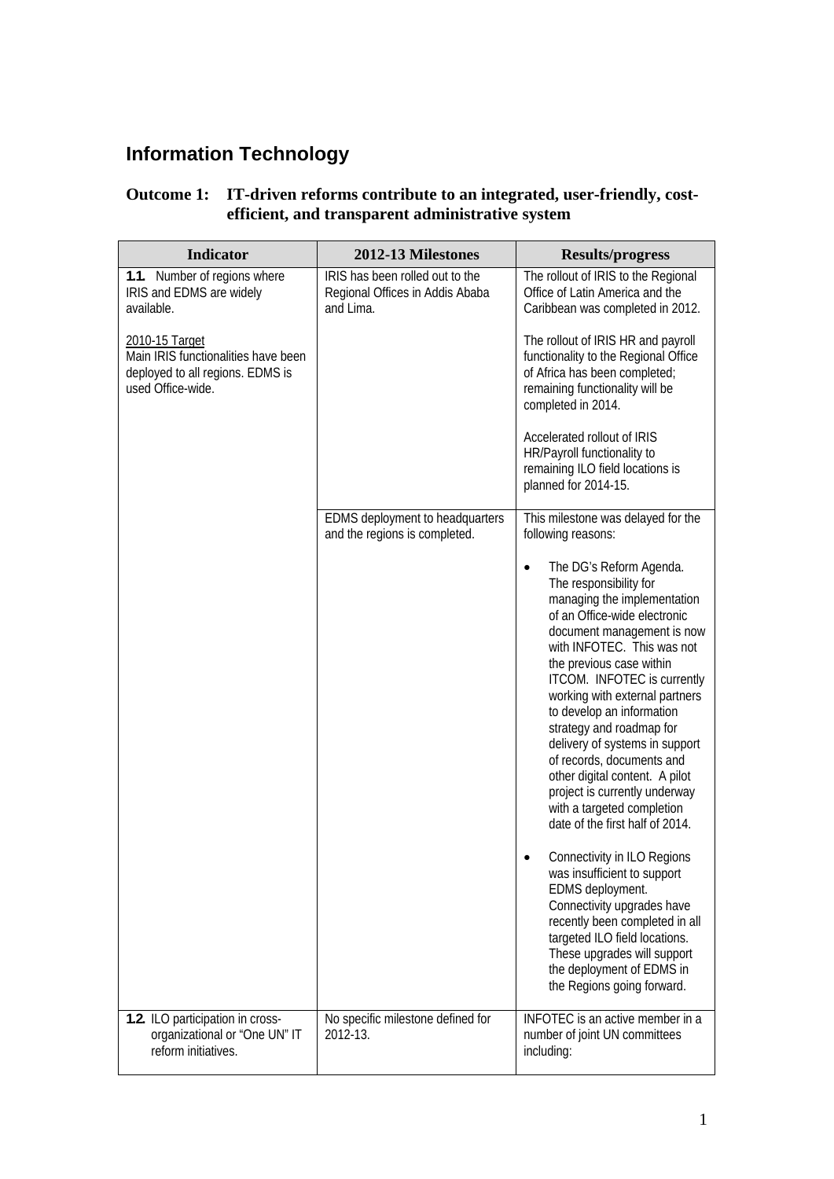# Information Technology

## Outcome 1: IT-driven reforms contribute to an integrated, user-friendly, cost-efficient, and transparent administrative system

| Indicator | 2012-13 Milestones | Results/progress |
|---|---|---|
| **1.1.** Number of regions where IRIS and EDMS are widely available.<br><br><u>2010-15 Target</u><br>Main IRIS functionalities have been deployed to all regions. EDMS is used Office-wide. | IRIS has been rolled out to the Regional Offices in Addis Ababa and Lima. | The rollout of IRIS to the Regional Office of Latin America and the Caribbean was completed in 2012.<br><br>The rollout of IRIS HR and payroll functionality to the Regional Office of Africa has been completed; remaining functionality will be completed in 2014.<br><br>Accelerated rollout of IRIS HR/Payroll functionality to remaining ILO field locations is planned for 2014-15. |
| | EDMS deployment to headquarters and the regions is completed. | This milestone was delayed for the following reasons:<br><br>• The DG's Reform Agenda. The responsibility for managing the implementation of an Office-wide electronic document management is now with INFOTEC. This was not the previous case within ITCOM. INFOTEC is currently working with external partners to develop an information strategy and roadmap for delivery of systems in support of records, documents and other digital content. A pilot project is currently underway with a targeted completion date of the first half of 2014.<br><br>• Connectivity in ILO Regions was insufficient to support EDMS deployment. Connectivity upgrades have recently been completed in all targeted ILO field locations. These upgrades will support the deployment of EDMS in the Regions going forward. |
| **1.2.** ILO participation in cross-organizational or "One UN" IT reform initiatives. | No specific milestone defined for 2012-13. | INFOTEC is an active member in a number of joint UN committees including: |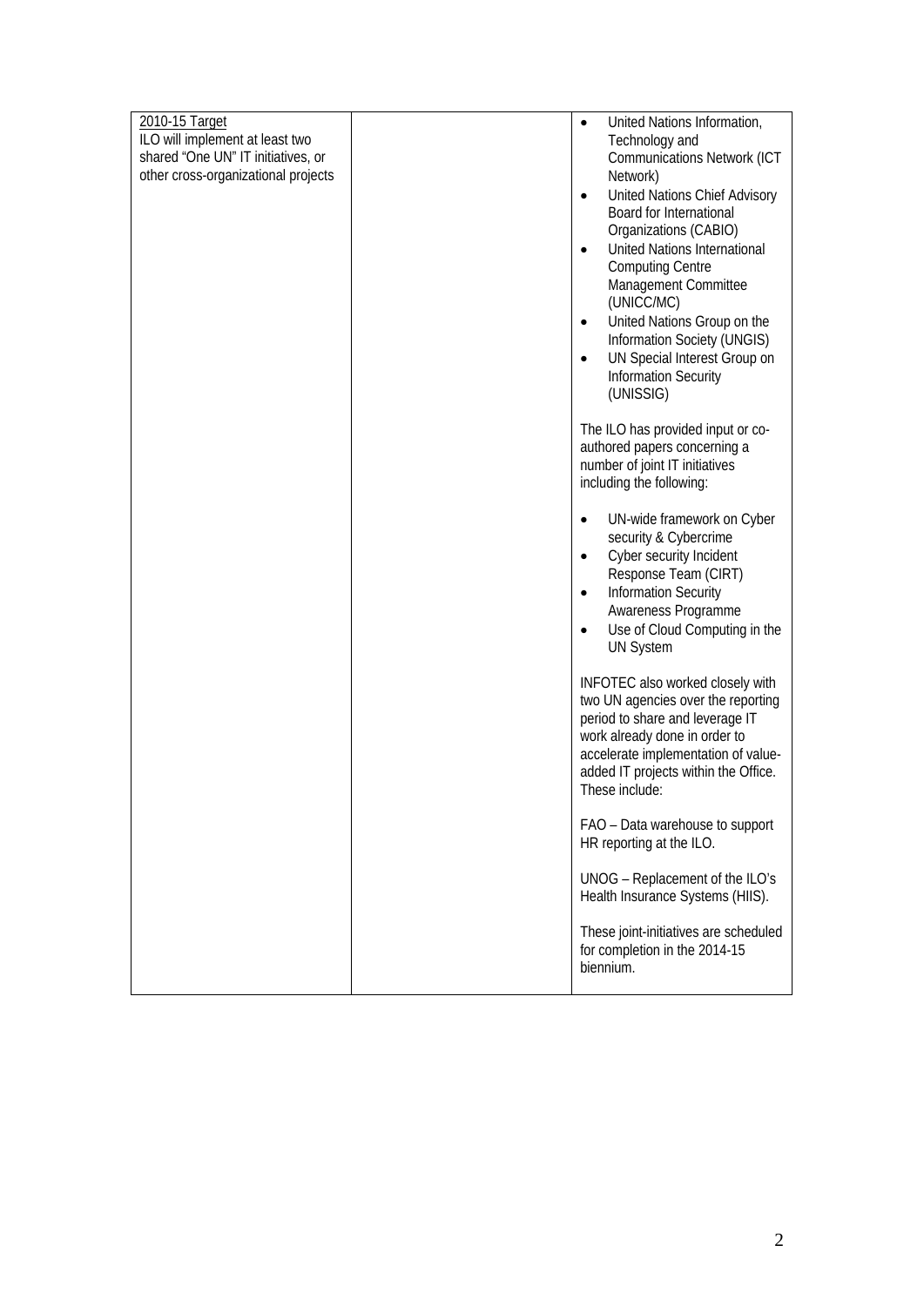| | | |
|---|---|---|
| <u>2010-15 Target</u><br>ILO will implement at least two shared "One UN" IT initiatives, or other cross-organizational projects | | • United Nations Information, Technology and Communications Network (ICT Network)<br>• United Nations Chief Advisory Board for International Organizations (CABIO)<br>• United Nations International Computing Centre Management Committee (UNICC/MC)<br>• United Nations Group on the Information Society (UNGIS)<br>• UN Special Interest Group on Information Security (UNISSIG)<br><br>The ILO has provided input or co-authored papers concerning a number of joint IT initiatives including the following:<br><br>• UN-wide framework on Cyber security & Cybercrime<br>• Cyber security Incident Response Team (CIRT)<br>• Information Security Awareness Programme<br>• Use of Cloud Computing in the UN System<br><br>INFOTEC also worked closely with two UN agencies over the reporting period to share and leverage IT work already done in order to accelerate implementation of value-added IT projects within the Office. These include:<br><br>FAO – Data warehouse to support HR reporting at the ILO.<br><br>UNOG – Replacement of the ILO's Health Insurance Systems (HIIS).<br><br>These joint-initiatives are scheduled for completion in the 2014-15 biennium. |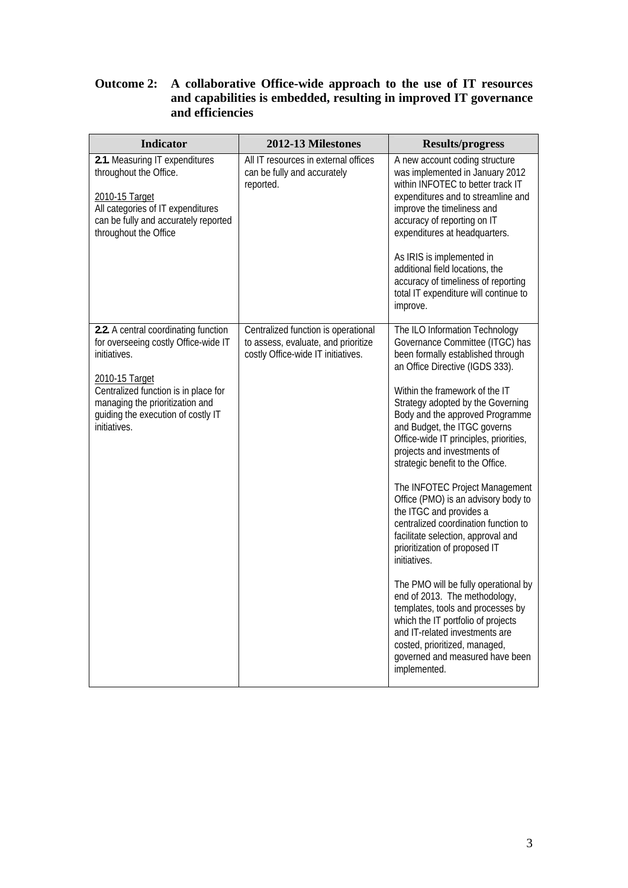**Outcome 2: A collaborative Office-wide approach to the use of IT resources and capabilities is embedded, resulting in improved IT governance and efficiencies**

| Indicator | 2012-13 Milestones | Results/progress |
|---|---|---|
| **2.1** Measuring IT expenditures throughout the Office.<br><br><u>2010-15 Target</u><br>All categories of IT expenditures can be fully and accurately reported throughout the Office | All IT resources in external offices can be fully and accurately reported. | A new account coding structure was implemented in January 2012 within INFOTEC to better track IT expenditures and to streamline and improve the timeliness and accuracy of reporting on IT expenditures at headquarters.<br><br>As IRIS is implemented in additional field locations, the accuracy of timeliness of reporting total IT expenditure will continue to improve. |
| **2.2** A central coordinating function for overseeing costly Office-wide IT initiatives.<br><br><u>2010-15 Target</u><br>Centralized function is in place for managing the prioritization and guiding the execution of costly IT initiatives. | Centralized function is operational to assess, evaluate, and prioritize costly Office-wide IT initiatives. | The ILO Information Technology Governance Committee (ITGC) has been formally established through an Office Directive (IGDS 333).<br><br>Within the framework of the IT Strategy adopted by the Governing Body and the approved Programme and Budget, the ITGC governs Office-wide IT principles, priorities, projects and investments of strategic benefit to the Office.<br><br>The INFOTEC Project Management Office (PMO) is an advisory body to the ITGC and provides a centralized coordination function to facilitate selection, approval and prioritization of proposed IT initiatives.<br><br>The PMO will be fully operational by end of 2013. The methodology, templates, tools and processes by which the IT portfolio of projects and IT-related investments are costed, prioritized, managed, governed and measured have been implemented. |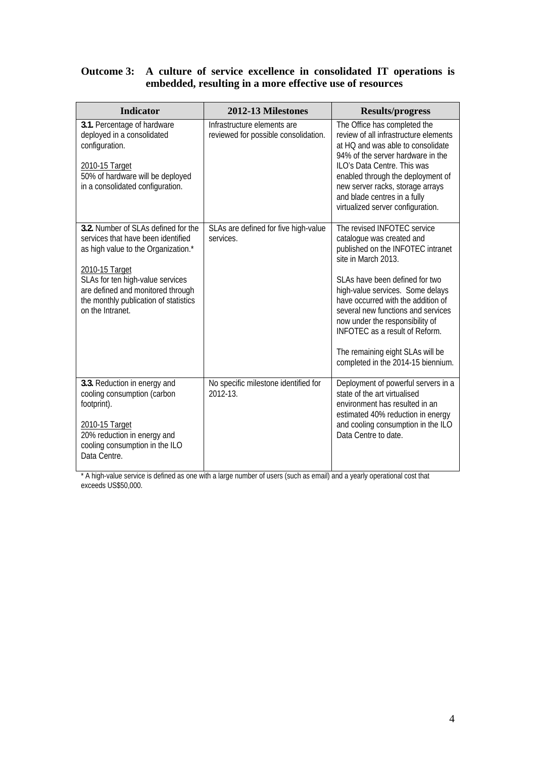## Outcome 3: A culture of service excellence in consolidated IT operations is embedded, resulting in a more effective use of resources

| Indicator | 2012-13 Milestones | Results/progress |
|---|---|---|
| **3.1.** Percentage of hardware deployed in a consolidated configuration.<br><br>2010-15 Target<br>50% of hardware will be deployed in a consolidated configuration. | Infrastructure elements are reviewed for possible consolidation. | The Office has completed the review of all infrastructure elements at HQ and was able to consolidate 94% of the server hardware in the ILO's Data Centre. This was enabled through the deployment of new server racks, storage arrays and blade centres in a fully virtualized server configuration. |
| **3.2.** Number of SLAs defined for the services that have been identified as high value to the Organization.*<br><br>2010-15 Target<br>SLAs for ten high-value services are defined and monitored through the monthly publication of statistics on the Intranet. | SLAs are defined for five high-value services. | The revised INFOTEC service catalogue was created and published on the INFOTEC intranet site in March 2013.<br><br>SLAs have been defined for two high-value services. Some delays have occurred with the addition of several new functions and services now under the responsibility of INFOTEC as a result of Reform.<br><br>The remaining eight SLAs will be completed in the 2014-15 biennium. |
| **3.3.** Reduction in energy and cooling consumption (carbon footprint).<br><br>2010-15 Target<br>20% reduction in energy and cooling consumption in the ILO Data Centre. | No specific milestone identified for 2012-13. | Deployment of powerful servers in a state of the art virtualised environment has resulted in an estimated 40% reduction in energy and cooling consumption in the ILO Data Centre to date. |

* A high-value service is defined as one with a large number of users (such as email) and a yearly operational cost that exceeds US$50,000.